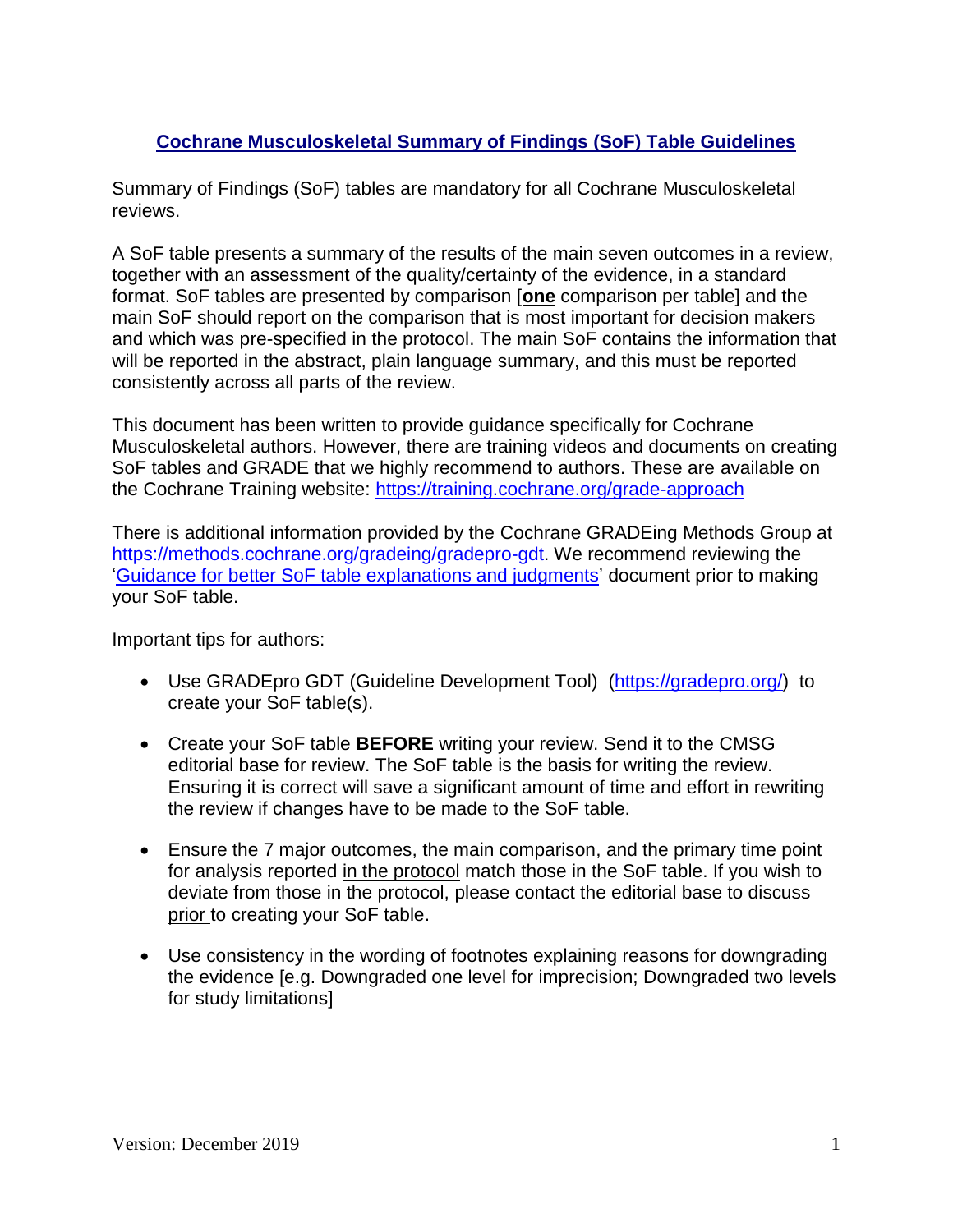# [Cochrane Musculoskeletal Summary of Findings (SoF) Table Guidelines]

Summary of Findings (SoF) tables are mandatory for all Cochrane Musculoskeletal reviews.

A SoF table presents a summary of the results of the main seven outcomes in a review, together with an assessment of the quality/certainty of the evidence, in a standard format. SoF tables are presented by comparison [**one** comparison per table] and the main SoF should report on the comparison that is most important for decision makers and which was pre-specified in the protocol. The main SoF contains the information that will be reported in the abstract, plain language summary, and this must be reported consistently across all parts of the review.

This document has been written to provide guidance specifically for Cochrane Musculoskeletal authors. However, there are training videos and documents on creating SoF tables and GRADE that we highly recommend to authors. These are available on the Cochrane Training website: [https://training.cochrane.org/grade-approach](https://training.cochrane.org/grade-approach)

There is additional information provided by the Cochrane GRADEing Methods Group at [https://methods.cochrane.org/gradeing/gradepro-gdt](https://methods.cochrane.org/gradeing/gradepro-gdt). We recommend reviewing the '[Guidance for better SoF table explanations and judgments]' document prior to making your SoF table.

Important tips for authors:

- Use GRADEpro GDT (Guideline Development Tool) ([https://gradepro.org/](https://gradepro.org/)) to create your SoF table(s).
- Create your SoF table **BEFORE** writing your review. Send it to the CMSG editorial base for review. The SoF table is the basis for writing the review. Ensuring it is correct will save a significant amount of time and effort in rewriting the review if changes have to be made to the SoF table.
- Ensure the 7 major outcomes, the main comparison, and the primary time point for analysis reported in the protocol match those in the SoF table. If you wish to deviate from those in the protocol, please contact the editorial base to discuss prior to creating your SoF table.
- Use consistency in the wording of footnotes explaining reasons for downgrading the evidence [e.g. Downgraded one level for imprecision; Downgraded two levels for study limitations]

Version: December 2019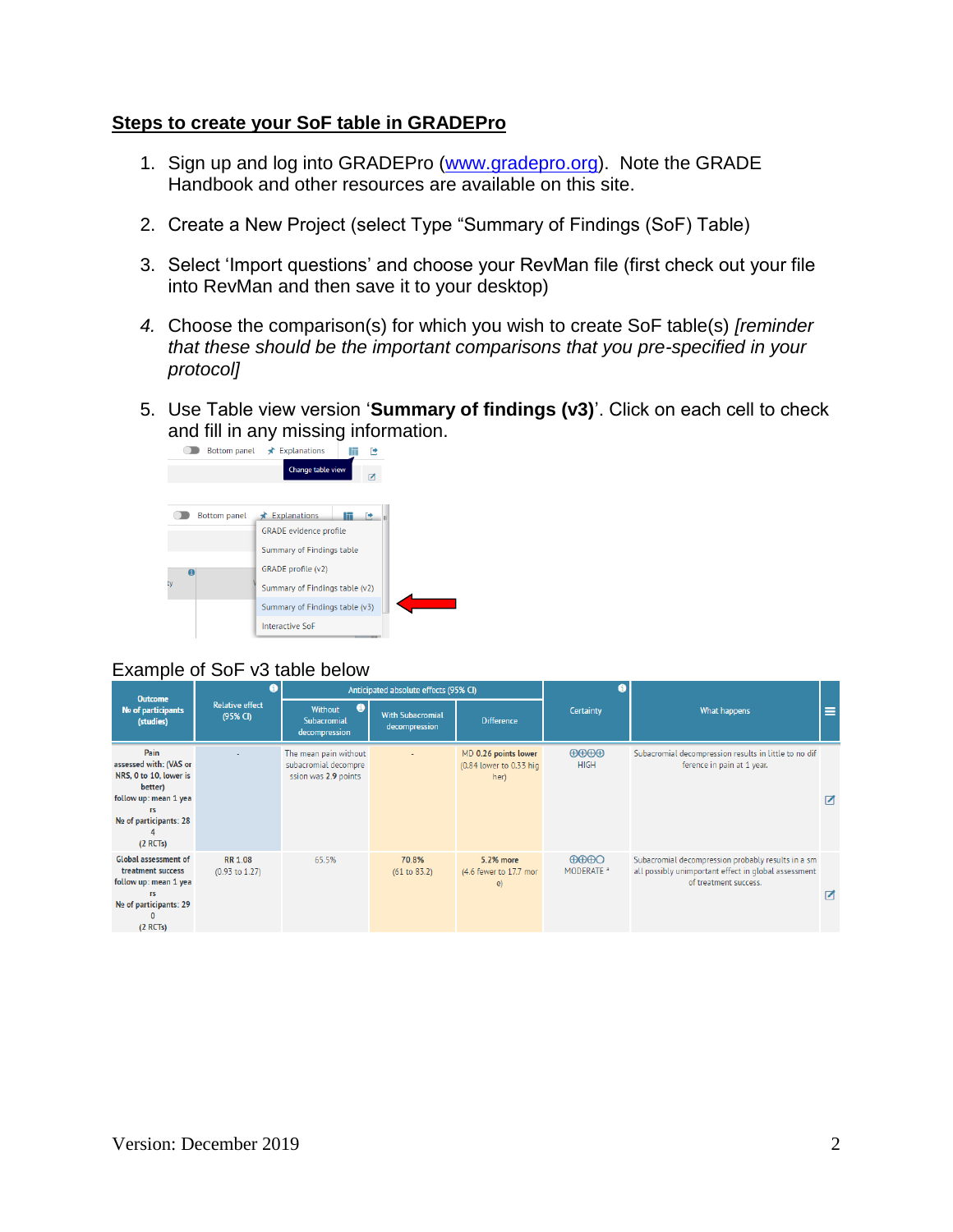## Steps to create your SoF table in GRADEPro

1. Sign up and log into GRADEPro (www.gradepro.org). Note the GRADE Handbook and other resources are available on this site.
2. Create a New Project (select Type "Summary of Findings (SoF) Table)
3. Select 'Import questions' and choose your RevMan file (first check out your file into RevMan and then save it to your desktop)
4. *Choose the comparison(s) for which you wish to create SoF table(s) [reminder that these should be the important comparisons that you pre-specified in your protocol]*
5. Use Table view version '**Summary of findings (v3)**'. Click on each cell to check and fill in any missing information.

Bottom panel Explanations

Change table view

Bottom panel Explanations

GRADE evidence profile
Summary of Findings table
GRADE profile (v2)
Summary of Findings table (v2)
Summary of Findings table (v3)
Interactive SoF

Example of SoF v3 table below

| Outcome № of participants (studies) | Relative effect (95% CI) | Anticipated absolute effects (95% CI) | | | Certainty | What happens |
|---|---|---|---|---|---|---|
| | | Without Subacromial decompression | With Subacromial decompression | Difference | | |
| Pain assessed with: (VAS or NRS, 0 to 10, lower is better) follow up: mean 1 years № of participants: 284 (2 RCTs) | - | The mean pain without subacromial decompression was 2.9 points | - | MD 0.26 points lower (0.84 lower to 0.33 higher) | ⊕⊕⊕⊕ HIGH | Subacromial decompression results in little to no difference in pain at 1 year. |
| Global assessment of treatment success follow up: mean 1 years № of participants: 290 (2 RCTs) | RR 1.08 (0.93 to 1.27) | 65.5% | 70.8% (61 to 83.2) | 5.2% more (4.6 fewer to 17.7 more) | ⊕⊕⊕◯ MODERATE [a] | Subacromial decompression probably results in a small possibly unimportant effect in global assessment of treatment success. |

Version: December 2019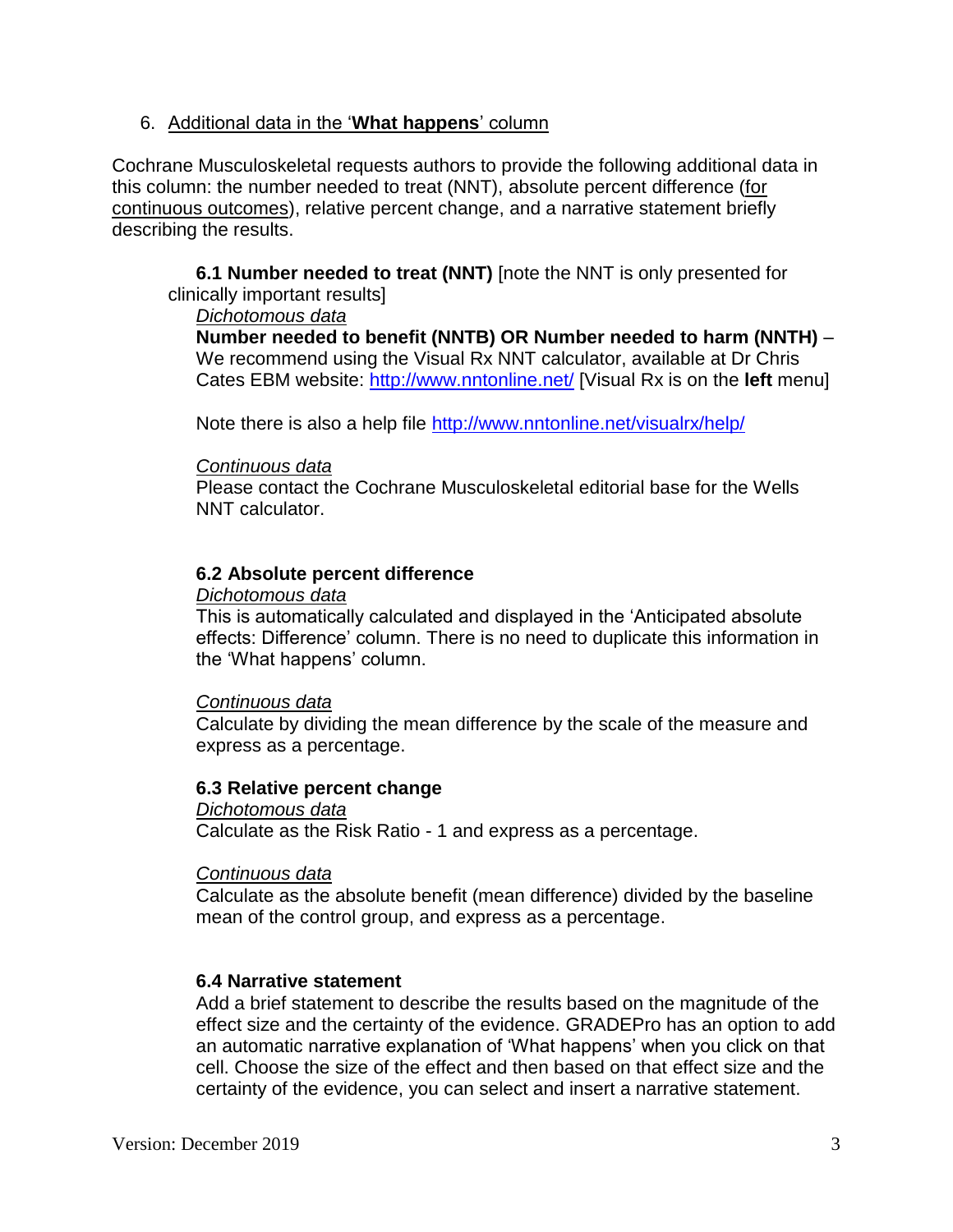## 6. Additional data in the '**What happens**' column

Cochrane Musculoskeletal requests authors to provide the following additional data in this column: the number needed to treat (NNT), absolute percent difference (for continuous outcomes), relative percent change, and a narrative statement briefly describing the results.

**6.1 Number needed to treat (NNT)** [note the NNT is only presented for clinically important results]

*Dichotomous data*

**Number needed to benefit (NNTB) OR Number needed to harm (NNTH)** – We recommend using the Visual Rx NNT calculator, available at Dr Chris Cates EBM website: http://www.nntonline.net/ [Visual Rx is on the **left** menu]

Note there is also a help file http://www.nntonline.net/visualrx/help/

*Continuous data*

Please contact the Cochrane Musculoskeletal editorial base for the Wells NNT calculator.

### 6.2 Absolute percent difference

*Dichotomous data*

This is automatically calculated and displayed in the 'Anticipated absolute effects: Difference' column. There is no need to duplicate this information in the 'What happens' column.

*Continuous data*

Calculate by dividing the mean difference by the scale of the measure and express as a percentage.

### 6.3 Relative percent change

*Dichotomous data*

Calculate as the Risk Ratio - 1 and express as a percentage.

*Continuous data*

Calculate as the absolute benefit (mean difference) divided by the baseline mean of the control group, and express as a percentage.

### 6.4 Narrative statement

Add a brief statement to describe the results based on the magnitude of the effect size and the certainty of the evidence. GRADEPro has an option to add an automatic narrative explanation of 'What happens' when you click on that cell. Choose the size of the effect and then based on that effect size and the certainty of the evidence, you can select and insert a narrative statement.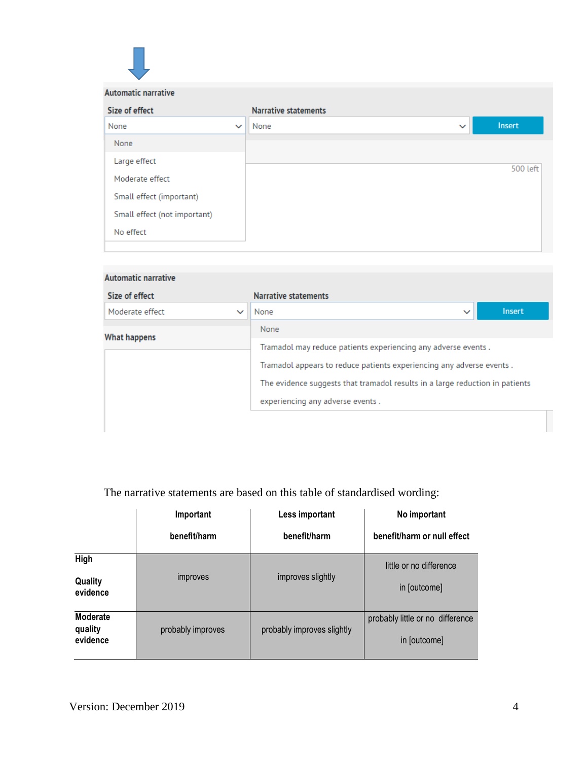Automatic narrative

Size of effect | Narrative statements

None ▾ | None ▾ | Insert

- None
- Large effect
- Moderate effect
- Small effect (important)
- Small effect (not important)
- No effect

500 left

Automatic narrative

Size of effect | Narrative statements

Moderate effect ▾ | None ▾ | Insert

What happens

- None
- Tramadol may reduce patients experiencing any adverse events .
- Tramadol appears to reduce patients experiencing any adverse events .
- The evidence suggests that tramadol results in a large reduction in patients experiencing any adverse events .

The narrative statements are based on this table of standardised wording:

| | Important benefit/harm | Less important benefit/harm | No important benefit/harm or null effect |
|---|---|---|---|
| **High Quality evidence** | improves | improves slightly | little or no difference in [outcome] |
| **Moderate quality evidence** | probably improves | probably improves slightly | probably little or no difference in [outcome] |

Version: December 2019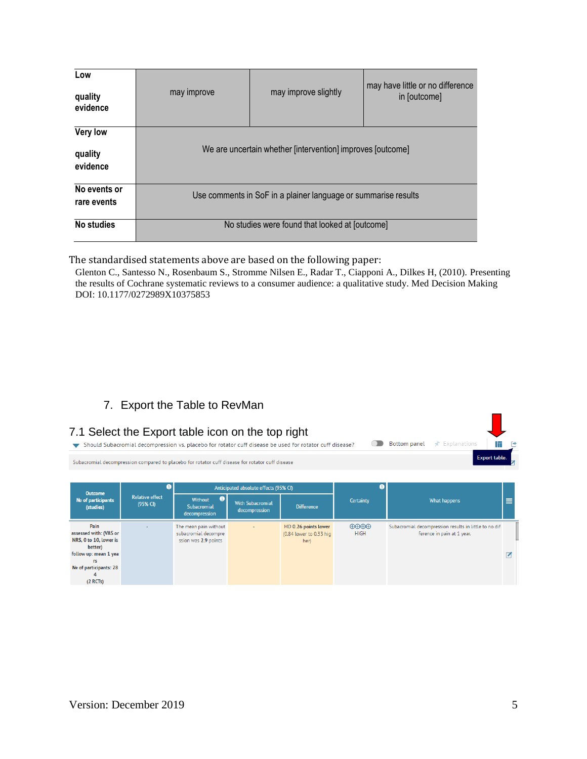| | | | |
|---|---|---|---|
| **Low quality evidence** | may improve | may improve slightly | may have little or no difference in [outcome] |
| **Very low quality evidence** | We are uncertain whether [intervention] improves [outcome] | | |
| **No events or rare events** | Use comments in SoF in a plainer language or summarise results | | |
| **No studies** | No studies were found that looked at [outcome] | | |

The standardised statements above are based on the following paper:

Glenton C., Santesso N., Rosenbaum S., Stromme Nilsen E., Radar T., Ciapponi A., Dilkes H, (2010). Presenting the results of Cochrane systematic reviews to a consumer audience: a qualitative study. Med Decision Making DOI: 10.1177/0272989X10375853

## 7. Export the Table to RevMan

### 7.1 Select the Export table icon on the top right

Should Subacromial decompression vs. placebo for rotator cuff disease be used for rotator cuff disease? Bottom panel Explanations Export table.

Subacromial decompression compared to placebo for rotator cuff disease for rotator cuff disease

| Outcome № of participants (studies) | Relative effect (95% CI) | Anticipated absolute effects (95% CI) | | | Certainty | What happens |
|---|---|---|---|---|---|---|
| | | Without Subacromial decompression | With Subacromial decompression | Difference | | |
| Pain assessed with: (VAS or NRS, 0 to 10, lower is better) follow up: mean 1 years № of participants: 284 (2 RCTs) | - | The mean pain without subacromial decompression was 2.9 points | - | MD 0.26 points lower (0.84 lower to 0.33 higher) | ⊕⊕⊕⊕ HIGH | Subacromial decompression results in little to no difference in pain at 1 year. |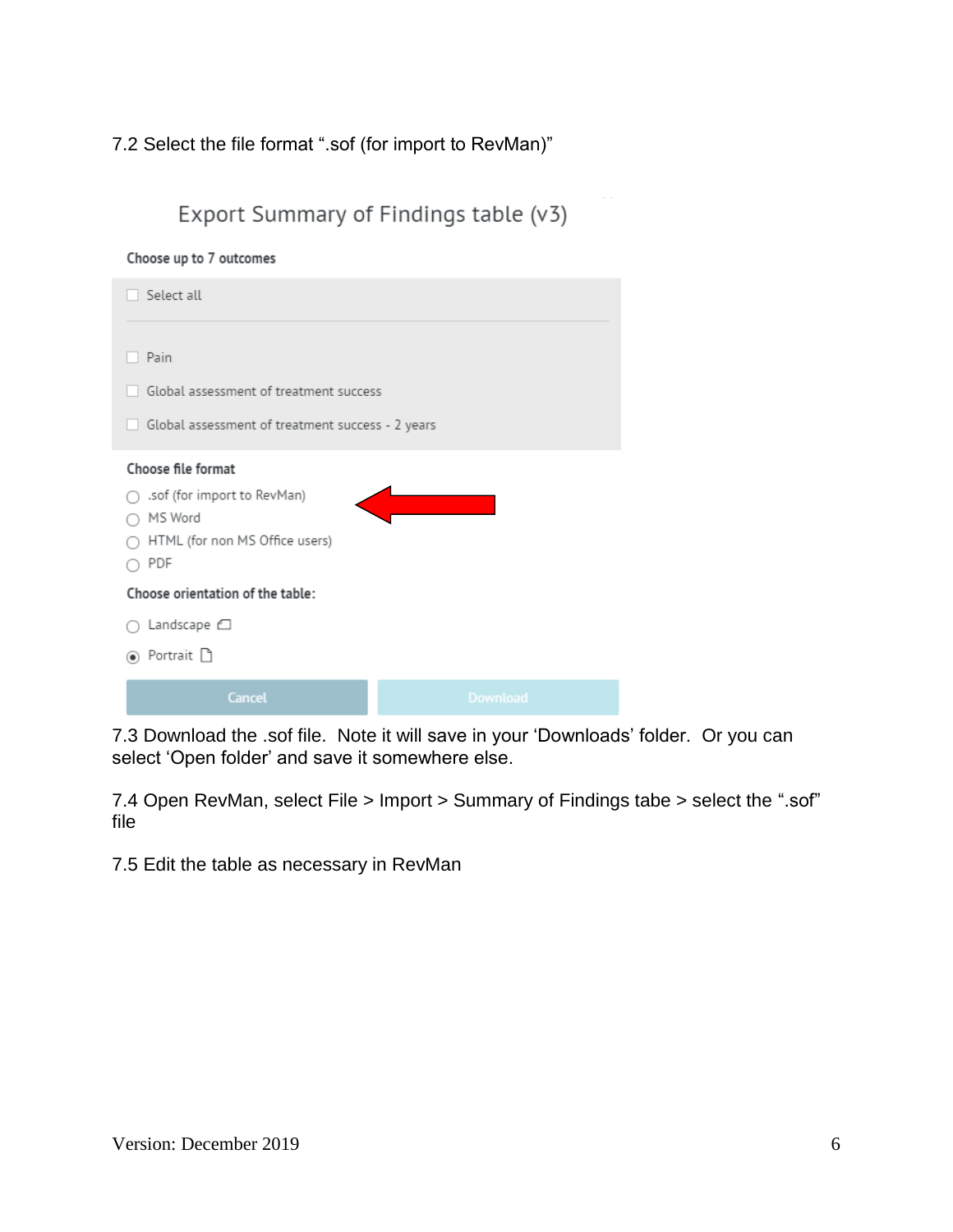7.2 Select the file format ".sof (for import to RevMan)"

Export Summary of Findings table (v3)

Choose up to 7 outcomes

- ☐ Select all
- ☐ Pain
- ☐ Global assessment of treatment success
- ☐ Global assessment of treatment success - 2 years

Choose file format

- ○ .sof (for import to RevMan)
- ○ MS Word
- ○ HTML (for non MS Office users)
- ○ PDF

Choose orientation of the table:

- ○ Landscape
- ◉ Portrait

Cancel | Download

7.3 Download the .sof file. Note it will save in your 'Downloads' folder. Or you can select 'Open folder' and save it somewhere else.

7.4 Open RevMan, select File > Import > Summary of Findings tabe > select the ".sof" file

7.5 Edit the table as necessary in RevMan

Version: December 2019